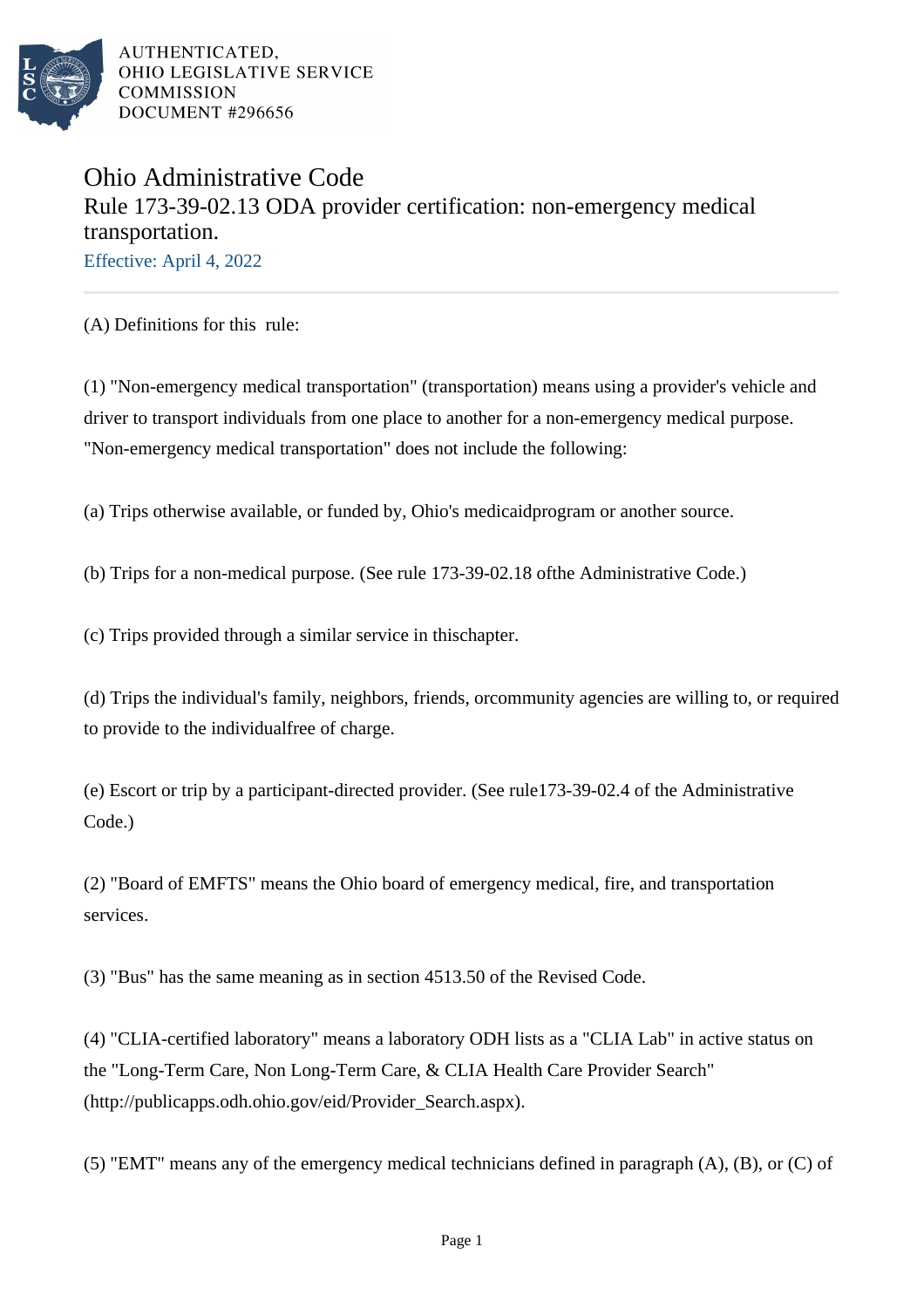AUTHENTICATED,
OHIO LEGISLATIVE SERVICE
COMMISSION
DOCUMENT #296656

# Ohio Administrative Code

## Rule 173-39-02.13 ODA provider certification: non-emergency medical transportation.

Effective: April 4, 2022

(A) Definitions for this rule:

(1) "Non-emergency medical transportation" (transportation) means using a provider's vehicle and driver to transport individuals from one place to another for a non-emergency medical purpose. "Non-emergency medical transportation" does not include the following:

(a) Trips otherwise available, or funded by, Ohio's medicaidprogram or another source.

(b) Trips for a non-medical purpose. (See rule 173-39-02.18 ofthe Administrative Code.)

(c) Trips provided through a similar service in thischapter.

(d) Trips the individual's family, neighbors, friends, orcommunity agencies are willing to, or required to provide to the individualfree of charge.

(e) Escort or trip by a participant-directed provider. (See rule173-39-02.4 of the Administrative Code.)

(2) "Board of EMFTS" means the Ohio board of emergency medical, fire, and transportation services.

(3) "Bus" has the same meaning as in section 4513.50 of the Revised Code.

(4) "CLIA-certified laboratory" means a laboratory ODH lists as a "CLIA Lab" in active status on the "Long-Term Care, Non Long-Term Care, & CLIA Health Care Provider Search" (http://publicapps.odh.ohio.gov/eid/Provider_Search.aspx).

(5) "EMT" means any of the emergency medical technicians defined in paragraph (A), (B), or (C) of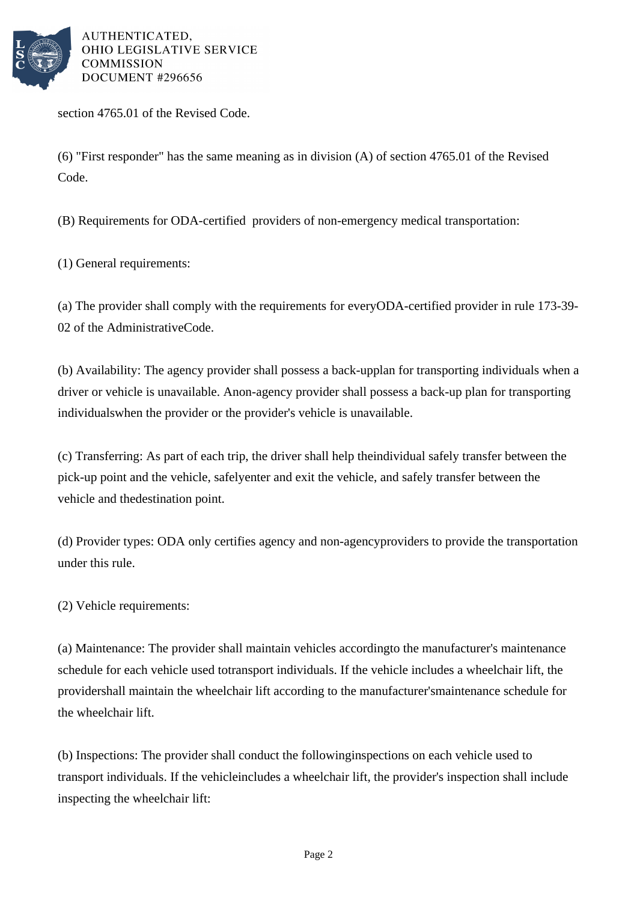section 4765.01 of the Revised Code.

(6) "First responder" has the same meaning as in division (A) of section 4765.01 of the Revised Code.

(B) Requirements for ODA-certified providers of non-emergency medical transportation:

(1) General requirements:

(a) The provider shall comply with the requirements for everyODA-certified provider in rule 173-39-02 of the AdministrativeCode.

(b) Availability: The agency provider shall possess a back-upplan for transporting individuals when a driver or vehicle is unavailable. Anon-agency provider shall possess a back-up plan for transporting individualswhen the provider or the provider's vehicle is unavailable.

(c) Transferring: As part of each trip, the driver shall help theindividual safely transfer between the pick-up point and the vehicle, safelyenter and exit the vehicle, and safely transfer between the vehicle and thedestination point.

(d) Provider types: ODA only certifies agency and non-agencyproviders to provide the transportation under this rule.

(2) Vehicle requirements:

(a) Maintenance: The provider shall maintain vehicles accordingto the manufacturer's maintenance schedule for each vehicle used totransport individuals. If the vehicle includes a wheelchair lift, the providershall maintain the wheelchair lift according to the manufacturer'smaintenance schedule for the wheelchair lift.

(b) Inspections: The provider shall conduct the followinginspections on each vehicle used to transport individuals. If the vehicleincludes a wheelchair lift, the provider's inspection shall include inspecting the wheelchair lift: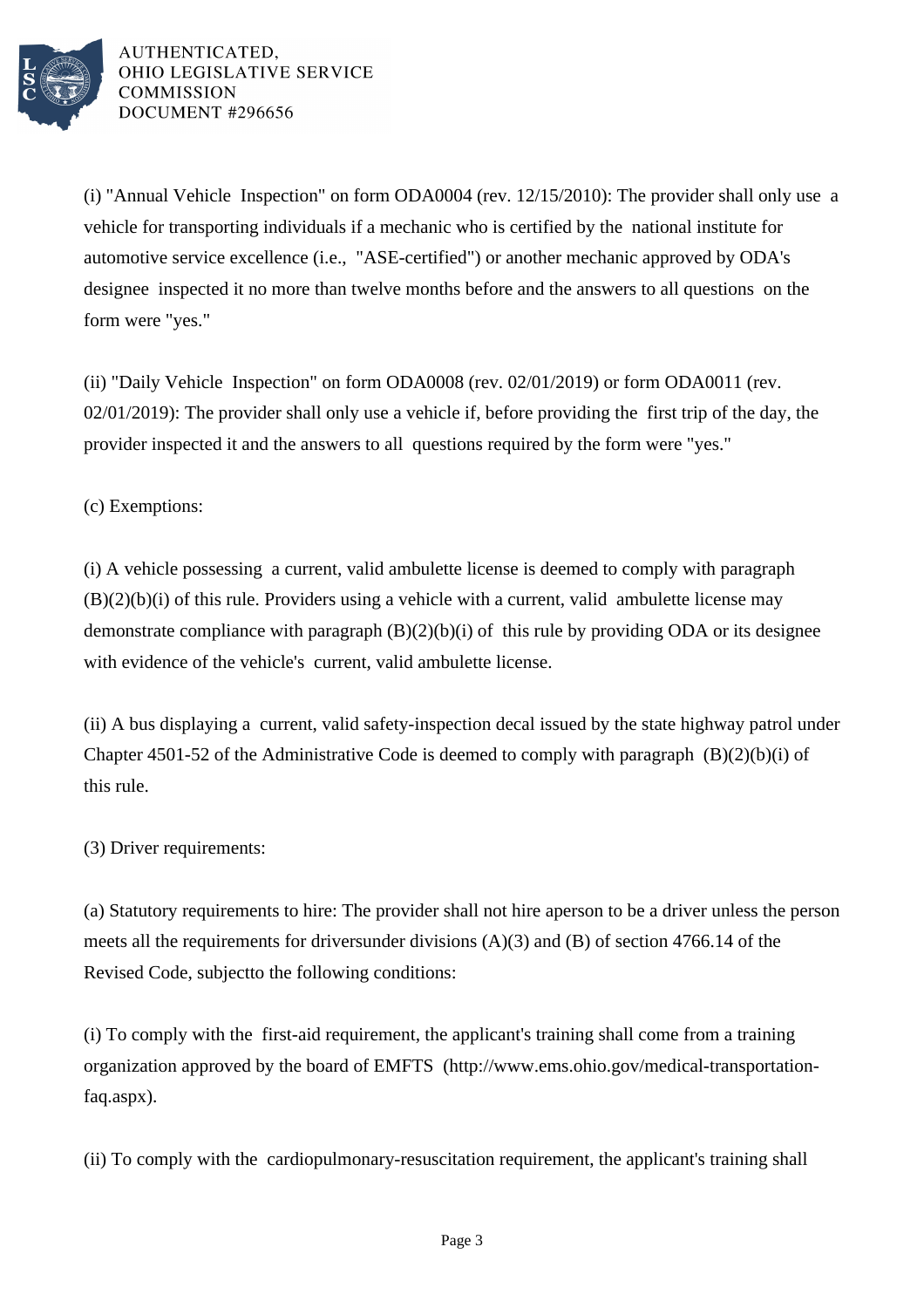(i) "Annual Vehicle Inspection" on form ODA0004 (rev. 12/15/2010): The provider shall only use a vehicle for transporting individuals if a mechanic who is certified by the national institute for automotive service excellence (i.e., "ASE-certified") or another mechanic approved by ODA's designee inspected it no more than twelve months before and the answers to all questions on the form were "yes."

(ii) "Daily Vehicle Inspection" on form ODA0008 (rev. 02/01/2019) or form ODA0011 (rev. 02/01/2019): The provider shall only use a vehicle if, before providing the first trip of the day, the provider inspected it and the answers to all questions required by the form were "yes."

(c) Exemptions:

(i) A vehicle possessing a current, valid ambulette license is deemed to comply with paragraph (B)(2)(b)(i) of this rule. Providers using a vehicle with a current, valid ambulette license may demonstrate compliance with paragraph (B)(2)(b)(i) of this rule by providing ODA or its designee with evidence of the vehicle's current, valid ambulette license.

(ii) A bus displaying a current, valid safety-inspection decal issued by the state highway patrol under Chapter 4501-52 of the Administrative Code is deemed to comply with paragraph (B)(2)(b)(i) of this rule.

(3) Driver requirements:

(a) Statutory requirements to hire: The provider shall not hire aperson to be a driver unless the person meets all the requirements for driversunder divisions (A)(3) and (B) of section 4766.14 of the Revised Code, subjectto the following conditions:

(i) To comply with the first-aid requirement, the applicant's training shall come from a training organization approved by the board of EMFTS (http://www.ems.ohio.gov/medical-transportation-faq.aspx).

(ii) To comply with the cardiopulmonary-resuscitation requirement, the applicant's training shall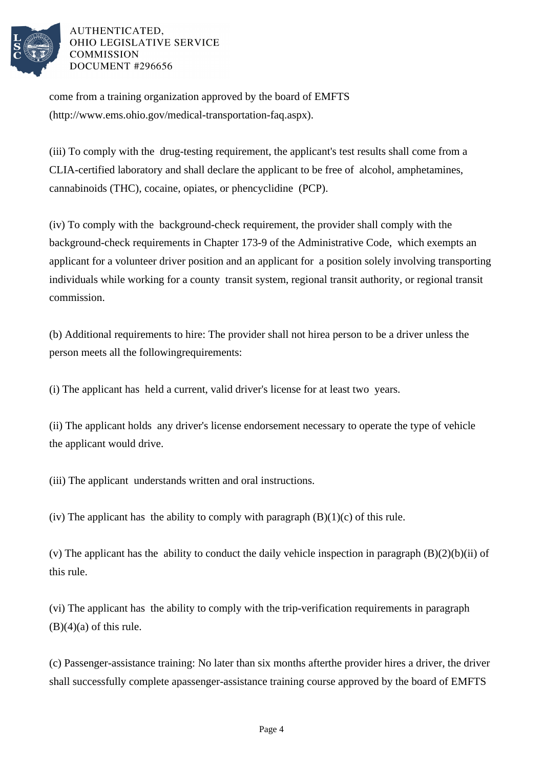come from a training organization approved by the board of EMFTS (http://www.ems.ohio.gov/medical-transportation-faq.aspx).

(iii) To comply with the drug-testing requirement, the applicant's test results shall come from a CLIA-certified laboratory and shall declare the applicant to be free of alcohol, amphetamines, cannabinoids (THC), cocaine, opiates, or phencyclidine (PCP).

(iv) To comply with the background-check requirement, the provider shall comply with the background-check requirements in Chapter 173-9 of the Administrative Code, which exempts an applicant for a volunteer driver position and an applicant for a position solely involving transporting individuals while working for a county transit system, regional transit authority, or regional transit commission.

(b) Additional requirements to hire: The provider shall not hirea person to be a driver unless the person meets all the followingrequirements:

(i) The applicant has held a current, valid driver's license for at least two years.

(ii) The applicant holds any driver's license endorsement necessary to operate the type of vehicle the applicant would drive.

(iii) The applicant understands written and oral instructions.

(iv) The applicant has the ability to comply with paragraph (B)(1)(c) of this rule.

(v) The applicant has the ability to conduct the daily vehicle inspection in paragraph (B)(2)(b)(ii) of this rule.

(vi) The applicant has the ability to comply with the trip-verification requirements in paragraph (B)(4)(a) of this rule.

(c) Passenger-assistance training: No later than six months afterthe provider hires a driver, the driver shall successfully complete apassenger-assistance training course approved by the board of EMFTS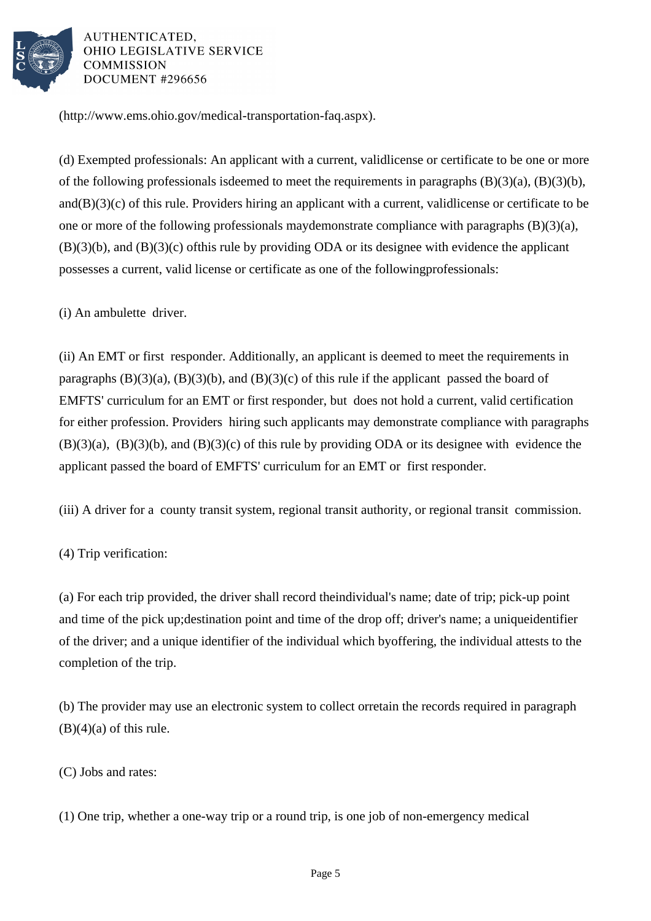(http://www.ems.ohio.gov/medical-transportation-faq.aspx).

(d) Exempted professionals: An applicant with a current, validlicense or certificate to be one or more of the following professionals isdeemed to meet the requirements in paragraphs (B)(3)(a), (B)(3)(b), and(B)(3)(c) of this rule. Providers hiring an applicant with a current, validlicense or certificate to be one or more of the following professionals maydemonstrate compliance with paragraphs (B)(3)(a), (B)(3)(b), and (B)(3)(c) ofthis rule by providing ODA or its designee with evidence the applicant possesses a current, valid license or certificate as one of the followingprofessionals:

(i) An ambulette driver.

(ii) An EMT or first responder. Additionally, an applicant is deemed to meet the requirements in paragraphs (B)(3)(a), (B)(3)(b), and (B)(3)(c) of this rule if the applicant passed the board of EMFTS' curriculum for an EMT or first responder, but does not hold a current, valid certification for either profession. Providers hiring such applicants may demonstrate compliance with paragraphs (B)(3)(a), (B)(3)(b), and (B)(3)(c) of this rule by providing ODA or its designee with evidence the applicant passed the board of EMFTS' curriculum for an EMT or first responder.

(iii) A driver for a county transit system, regional transit authority, or regional transit commission.

(4) Trip verification:

(a) For each trip provided, the driver shall record theindividual's name; date of trip; pick-up point and time of the pick up;destination point and time of the drop off; driver's name; a uniqueidentifier of the driver; and a unique identifier of the individual which byoffering, the individual attests to the completion of the trip.

(b) The provider may use an electronic system to collect orretain the records required in paragraph (B)(4)(a) of this rule.

(C) Jobs and rates:

(1) One trip, whether a one-way trip or a round trip, is one job of non-emergency medical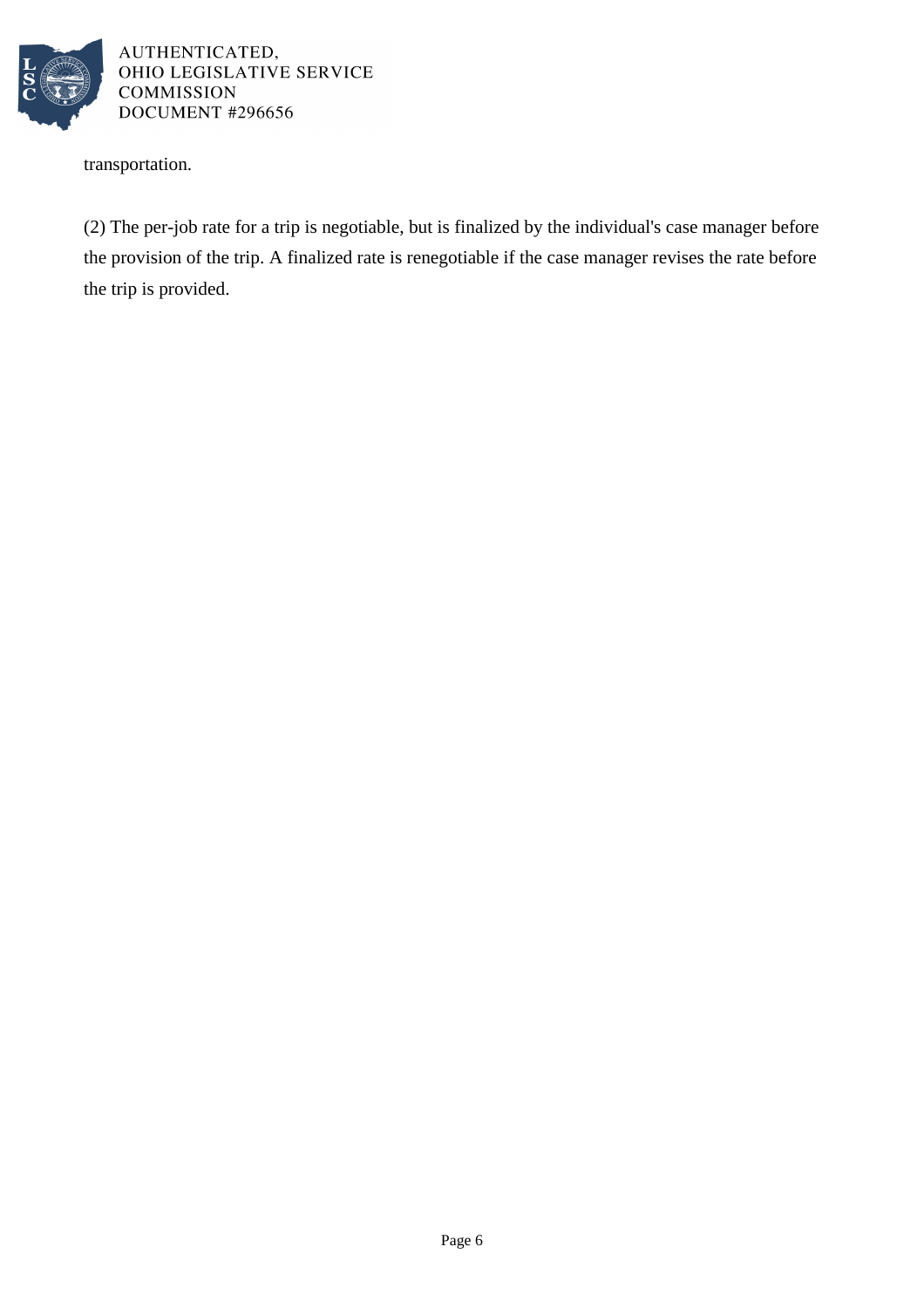transportation.

(2) The per-job rate for a trip is negotiable, but is finalized by the individual's case manager before the provision of the trip. A finalized rate is renegotiable if the case manager revises the rate before the trip is provided.